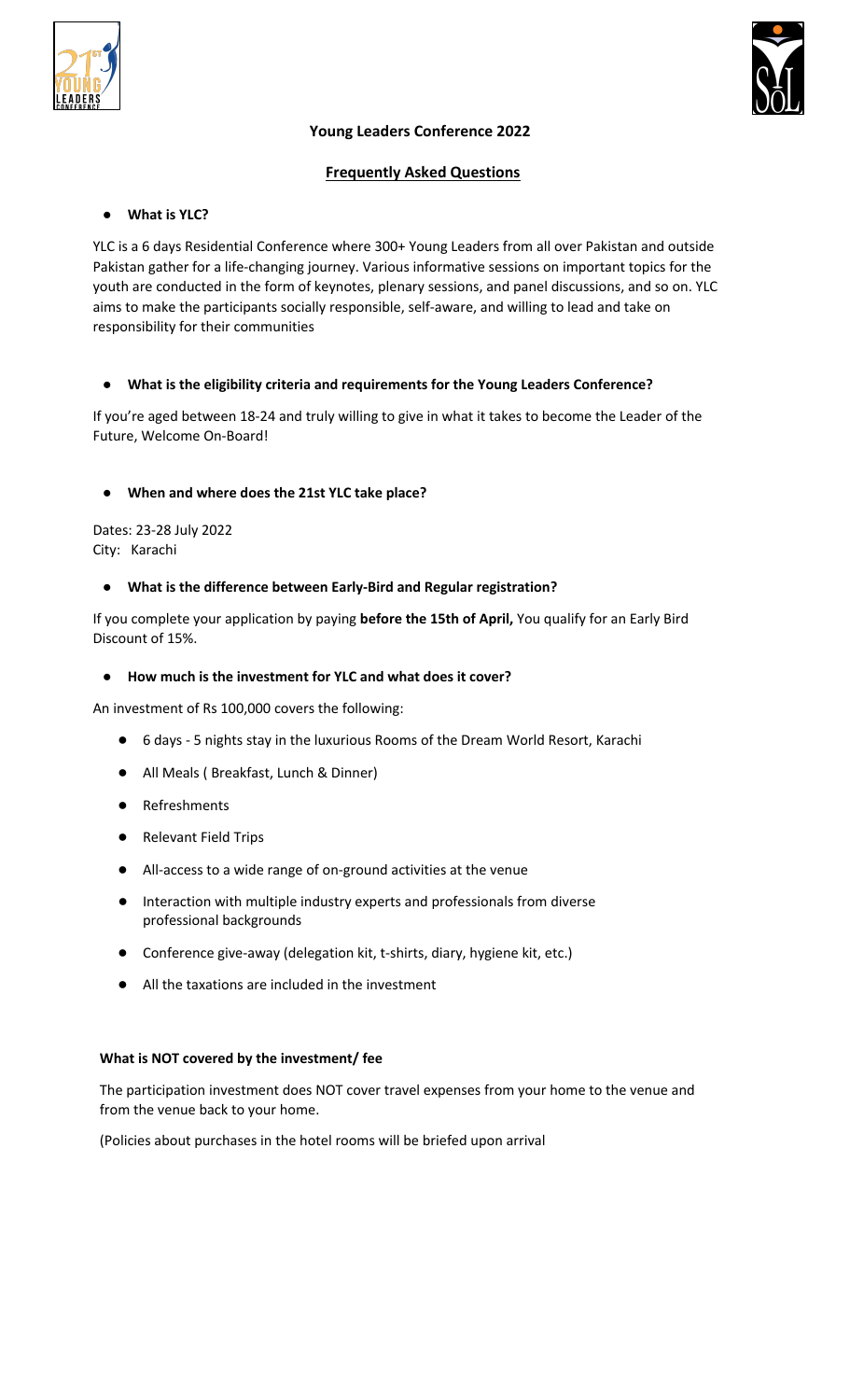# Young Leaders Conference 2022

## Frequently Asked Questions

- **What is YLC?**

YLC is a 6 days Residential Conference where 300+ Young Leaders from all over Pakistan and outside Pakistan gather for a life-changing journey. Various informative sessions on important topics for the youth are conducted in the form of keynotes, plenary sessions, and panel discussions, and so on. YLC aims to make the participants socially responsible, self-aware, and willing to lead and take on responsibility for their communities

- **What is the eligibility criteria and requirements for the Young Leaders Conference?**

If you're aged between 18-24 and truly willing to give in what it takes to become the Leader of the Future, Welcome On-Board!

- **When and where does the 21st YLC take place?**

Dates: 23-28 July 2022
City: Karachi

- **What is the difference between Early-Bird and Regular registration?**

If you complete your application by paying **before the 15th of April,** You qualify for an Early Bird Discount of 15%.

- **How much is the investment for YLC and what does it cover?**

An investment of Rs 100,000 covers the following:

- 6 days - 5 nights stay in the luxurious Rooms of the Dream World Resort, Karachi
- All Meals ( Breakfast, Lunch & Dinner)
- Refreshments
- Relevant Field Trips
- All-access to a wide range of on-ground activities at the venue
- Interaction with multiple industry experts and professionals from diverse professional backgrounds
- Conference give-away (delegation kit, t-shirts, diary, hygiene kit, etc.)
- All the taxations are included in the investment

**What is NOT covered by the investment/ fee**

The participation investment does NOT cover travel expenses from your home to the venue and from the venue back to your home.

(Policies about purchases in the hotel rooms will be briefed upon arrival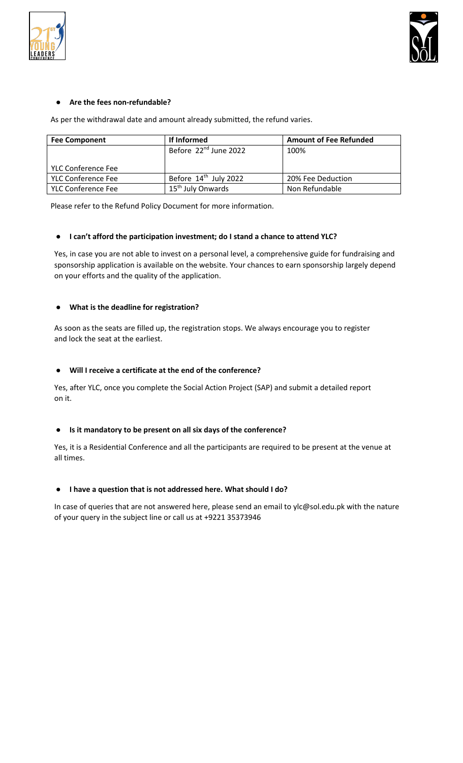- **Are the fees non-refundable?**

As per the withdrawal date and amount already submitted, the refund varies.

| Fee Component | If Informed | Amount of Fee Refunded |
|---|---|---|
| YLC Conference Fee | Before 22nd June 2022 | 100% |
| YLC Conference Fee | Before 14th July 2022 | 20% Fee Deduction |
| YLC Conference Fee | 15th July Onwards | Non Refundable |

Please refer to the Refund Policy Document for more information.

- **I can't afford the participation investment; do I stand a chance to attend YLC?**

Yes, in case you are not able to invest on a personal level, a comprehensive guide for fundraising and sponsorship application is available on the website. Your chances to earn sponsorship largely depend on your efforts and the quality of the application.

- **What is the deadline for registration?**

As soon as the seats are filled up, the registration stops. We always encourage you to register and lock the seat at the earliest.

- **Will I receive a certificate at the end of the conference?**

Yes, after YLC, once you complete the Social Action Project (SAP) and submit a detailed report on it.

- **Is it mandatory to be present on all six days of the conference?**

Yes, it is a Residential Conference and all the participants are required to be present at the venue at all times.

- **I have a question that is not addressed here. What should I do?**

In case of queries that are not answered here, please send an email to ylc@sol.edu.pk with the nature of your query in the subject line or call us at +9221 35373946